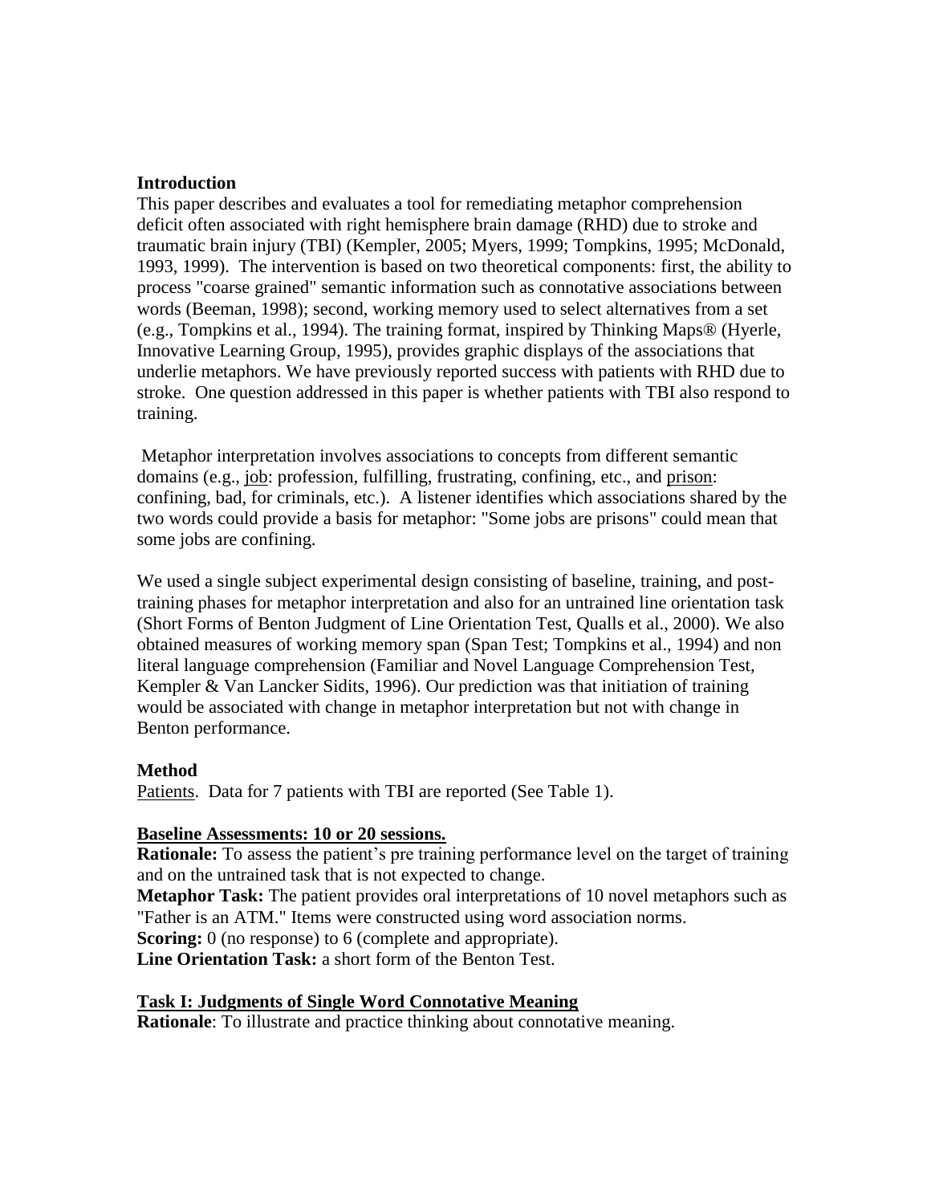**Introduction**

This paper describes and evaluates a tool for remediating metaphor comprehension deficit often associated with right hemisphere brain damage (RHD) due to stroke and traumatic brain injury (TBI) (Kempler, 2005; Myers, 1999; Tompkins, 1995; McDonald, 1993, 1999). The intervention is based on two theoretical components: first, the ability to process "coarse grained" semantic information such as connotative associations between words (Beeman, 1998); second, working memory used to select alternatives from a set (e.g., Tompkins et al., 1994). The training format, inspired by Thinking Maps® (Hyerle, Innovative Learning Group, 1995), provides graphic displays of the associations that underlie metaphors. We have previously reported success with patients with RHD due to stroke. One question addressed in this paper is whether patients with TBI also respond to training.

Metaphor interpretation involves associations to concepts from different semantic domains (e.g., job: profession, fulfilling, frustrating, confining, etc., and prison: confining, bad, for criminals, etc.). A listener identifies which associations shared by the two words could provide a basis for metaphor: "Some jobs are prisons" could mean that some jobs are confining.

We used a single subject experimental design consisting of baseline, training, and post-training phases for metaphor interpretation and also for an untrained line orientation task (Short Forms of Benton Judgment of Line Orientation Test, Qualls et al., 2000). We also obtained measures of working memory span (Span Test; Tompkins et al., 1994) and non literal language comprehension (Familiar and Novel Language Comprehension Test, Kempler & Van Lancker Sidits, 1996). Our prediction was that initiation of training would be associated with change in metaphor interpretation but not with change in Benton performance.

**Method**

Patients. Data for 7 patients with TBI are reported (See Table 1).

**Baseline Assessments: 10 or 20 sessions.**

**Rationale:** To assess the patient's pre training performance level on the target of training and on the untrained task that is not expected to change.

**Metaphor Task:** The patient provides oral interpretations of 10 novel metaphors such as "Father is an ATM." Items were constructed using word association norms.

**Scoring:** 0 (no response) to 6 (complete and appropriate).

**Line Orientation Task:** a short form of the Benton Test.

**Task I: Judgments of Single Word Connotative Meaning**

**Rationale**: To illustrate and practice thinking about connotative meaning.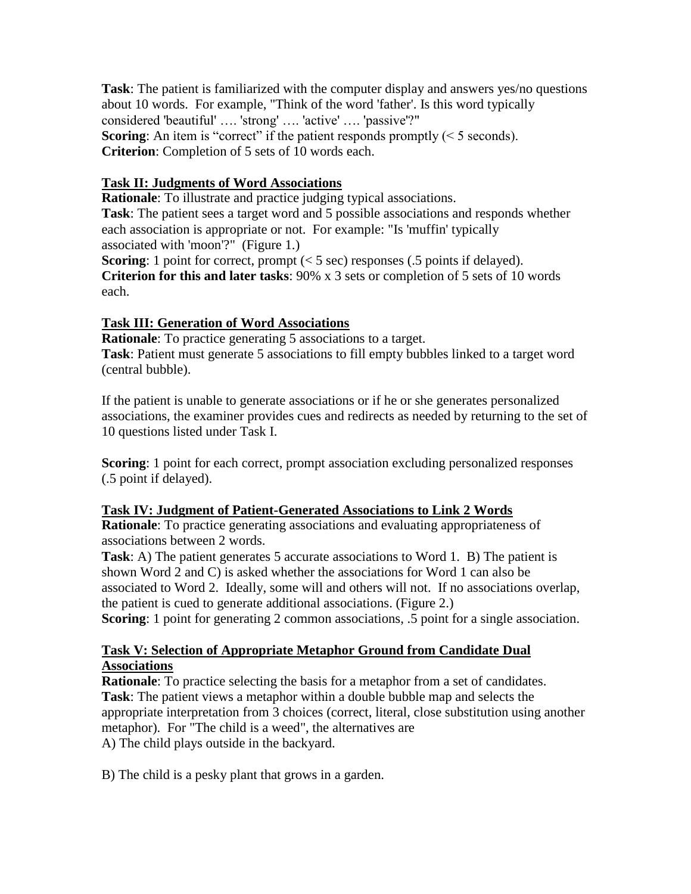**Task**: The patient is familiarized with the computer display and answers yes/no questions about 10 words. For example, "Think of the word 'father'. Is this word typically considered 'beautiful' …. 'strong' …. 'active' …. 'passive'?"
**Scoring**: An item is "correct" if the patient responds promptly (< 5 seconds).
**Criterion**: Completion of 5 sets of 10 words each.

**Task II: Judgments of Word Associations**

**Rationale**: To illustrate and practice judging typical associations.
**Task**: The patient sees a target word and 5 possible associations and responds whether each association is appropriate or not. For example: "Is 'muffin' typically associated with 'moon'?" (Figure 1.)
**Scoring**: 1 point for correct, prompt (< 5 sec) responses (.5 points if delayed).
**Criterion for this and later tasks**: 90% x 3 sets or completion of 5 sets of 10 words each.

**Task III: Generation of Word Associations**

**Rationale**: To practice generating 5 associations to a target.
**Task**: Patient must generate 5 associations to fill empty bubbles linked to a target word (central bubble).

If the patient is unable to generate associations or if he or she generates personalized associations, the examiner provides cues and redirects as needed by returning to the set of 10 questions listed under Task I.

**Scoring**: 1 point for each correct, prompt association excluding personalized responses (.5 point if delayed).

**Task IV: Judgment of Patient-Generated Associations to Link 2 Words**

**Rationale**: To practice generating associations and evaluating appropriateness of associations between 2 words.
**Task**: A) The patient generates 5 accurate associations to Word 1. B) The patient is shown Word 2 and C) is asked whether the associations for Word 1 can also be associated to Word 2. Ideally, some will and others will not. If no associations overlap, the patient is cued to generate additional associations. (Figure 2.)
**Scoring**: 1 point for generating 2 common associations, .5 point for a single association.

**Task V: Selection of Appropriate Metaphor Ground from Candidate Dual Associations**

**Rationale**: To practice selecting the basis for a metaphor from a set of candidates.
**Task**: The patient views a metaphor within a double bubble map and selects the appropriate interpretation from 3 choices (correct, literal, close substitution using another metaphor). For "The child is a weed", the alternatives are
A) The child plays outside in the backyard.

B) The child is a pesky plant that grows in a garden.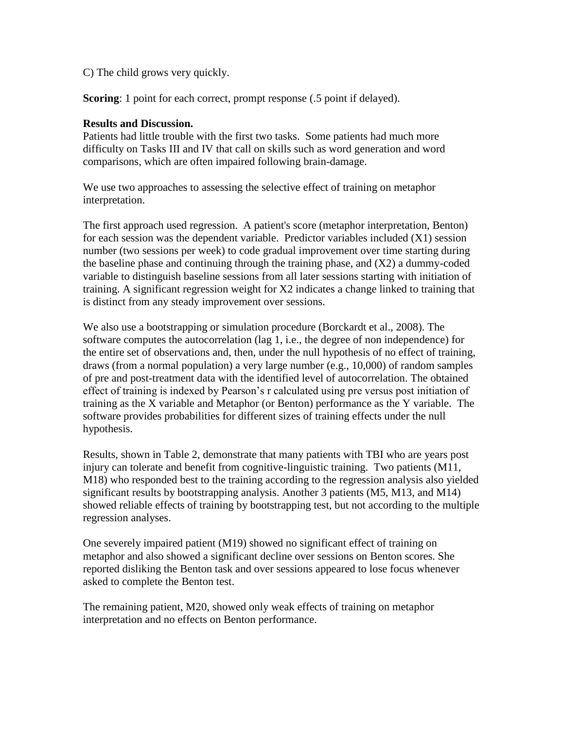C) The child grows very quickly.

**Scoring**: 1 point for each correct, prompt response (.5 point if delayed).

**Results and Discussion.**

Patients had little trouble with the first two tasks. Some patients had much more difficulty on Tasks III and IV that call on skills such as word generation and word comparisons, which are often impaired following brain-damage.

We use two approaches to assessing the selective effect of training on metaphor interpretation.

The first approach used regression. A patient's score (metaphor interpretation, Benton) for each session was the dependent variable. Predictor variables included (X1) session number (two sessions per week) to code gradual improvement over time starting during the baseline phase and continuing through the training phase, and (X2) a dummy-coded variable to distinguish baseline sessions from all later sessions starting with initiation of training. A significant regression weight for X2 indicates a change linked to training that is distinct from any steady improvement over sessions.

We also use a bootstrapping or simulation procedure (Borckardt et al., 2008). The software computes the autocorrelation (lag 1, i.e., the degree of non independence) for the entire set of observations and, then, under the null hypothesis of no effect of training, draws (from a normal population) a very large number (e.g., 10,000) of random samples of pre and post-treatment data with the identified level of autocorrelation. The obtained effect of training is indexed by Pearson's r calculated using pre versus post initiation of training as the X variable and Metaphor (or Benton) performance as the Y variable. The software provides probabilities for different sizes of training effects under the null hypothesis.

Results, shown in Table 2, demonstrate that many patients with TBI who are years post injury can tolerate and benefit from cognitive-linguistic training. Two patients (M11, M18) who responded best to the training according to the regression analysis also yielded significant results by bootstrapping analysis. Another 3 patients (M5, M13, and M14) showed reliable effects of training by bootstrapping test, but not according to the multiple regression analyses.

One severely impaired patient (M19) showed no significant effect of training on metaphor and also showed a significant decline over sessions on Benton scores. She reported disliking the Benton task and over sessions appeared to lose focus whenever asked to complete the Benton test.

The remaining patient, M20, showed only weak effects of training on metaphor interpretation and no effects on Benton performance.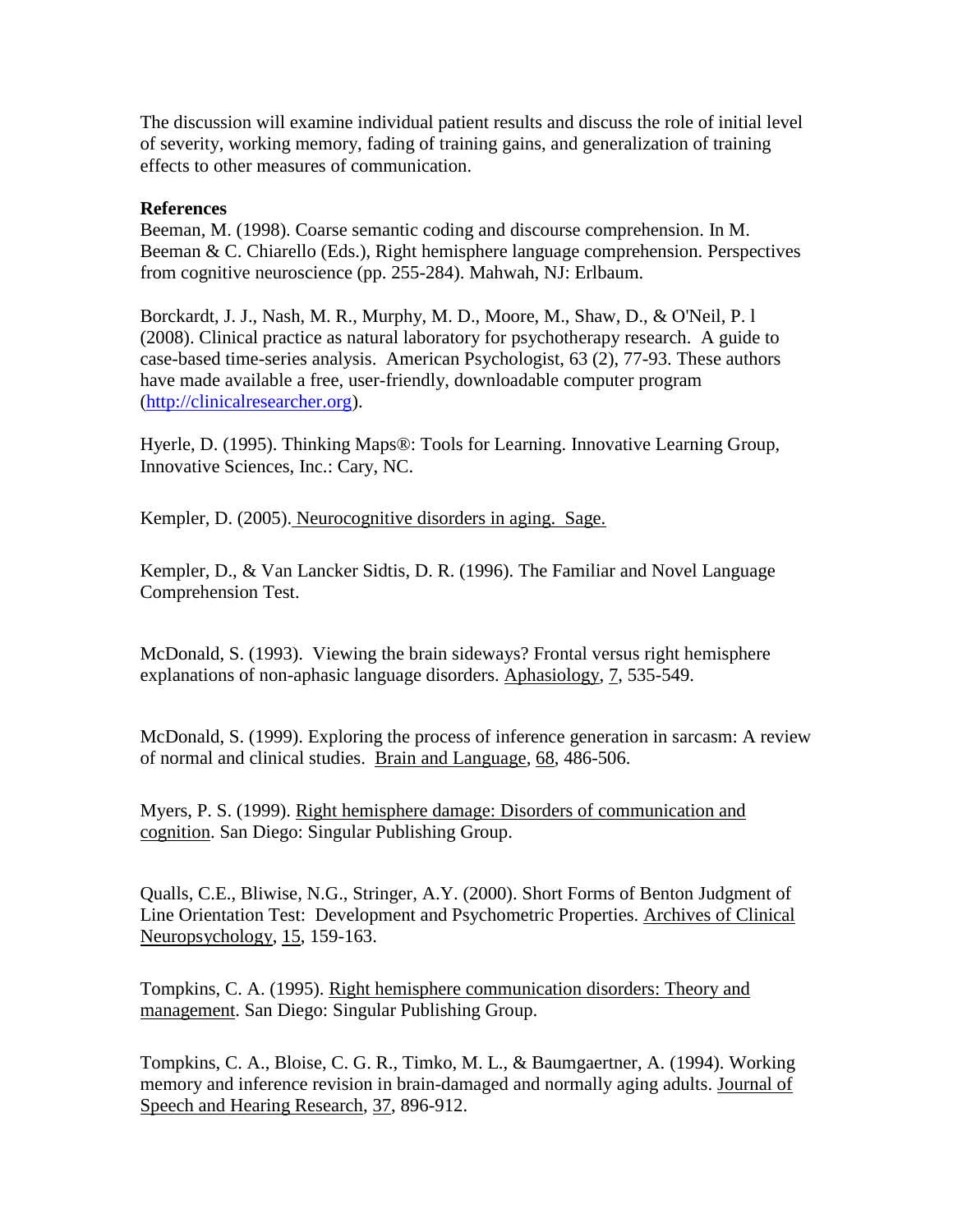The discussion will examine individual patient results and discuss the role of initial level of severity, working memory, fading of training gains, and generalization of training effects to other measures of communication.

**References**

Beeman, M. (1998). Coarse semantic coding and discourse comprehension. In M. Beeman & C. Chiarello (Eds.), Right hemisphere language comprehension. Perspectives from cognitive neuroscience (pp. 255-284). Mahwah, NJ: Erlbaum.

Borckardt, J. J., Nash, M. R., Murphy, M. D., Moore, M., Shaw, D., & O'Neil, P. l (2008). Clinical practice as natural laboratory for psychotherapy research. A guide to case-based time-series analysis. American Psychologist, 63 (2), 77-93. These authors have made available a free, user-friendly, downloadable computer program (http://clinicalresearcher.org).

Hyerle, D. (1995). Thinking Maps®: Tools for Learning. Innovative Learning Group, Innovative Sciences, Inc.: Cary, NC.

Kempler, D. (2005). Neurocognitive disorders in aging. Sage.

Kempler, D., & Van Lancker Sidtis, D. R. (1996). The Familiar and Novel Language Comprehension Test.

McDonald, S. (1993). Viewing the brain sideways? Frontal versus right hemisphere explanations of non-aphasic language disorders. Aphasiology, 7, 535-549.

McDonald, S. (1999). Exploring the process of inference generation in sarcasm: A review of normal and clinical studies. Brain and Language, 68, 486-506.

Myers, P. S. (1999). Right hemisphere damage: Disorders of communication and cognition. San Diego: Singular Publishing Group.

Qualls, C.E., Bliwise, N.G., Stringer, A.Y. (2000). Short Forms of Benton Judgment of Line Orientation Test: Development and Psychometric Properties. Archives of Clinical Neuropsychology, 15, 159-163.

Tompkins, C. A. (1995). Right hemisphere communication disorders: Theory and management. San Diego: Singular Publishing Group.

Tompkins, C. A., Bloise, C. G. R., Timko, M. L., & Baumgaertner, A. (1994). Working memory and inference revision in brain-damaged and normally aging adults. Journal of Speech and Hearing Research, 37, 896-912.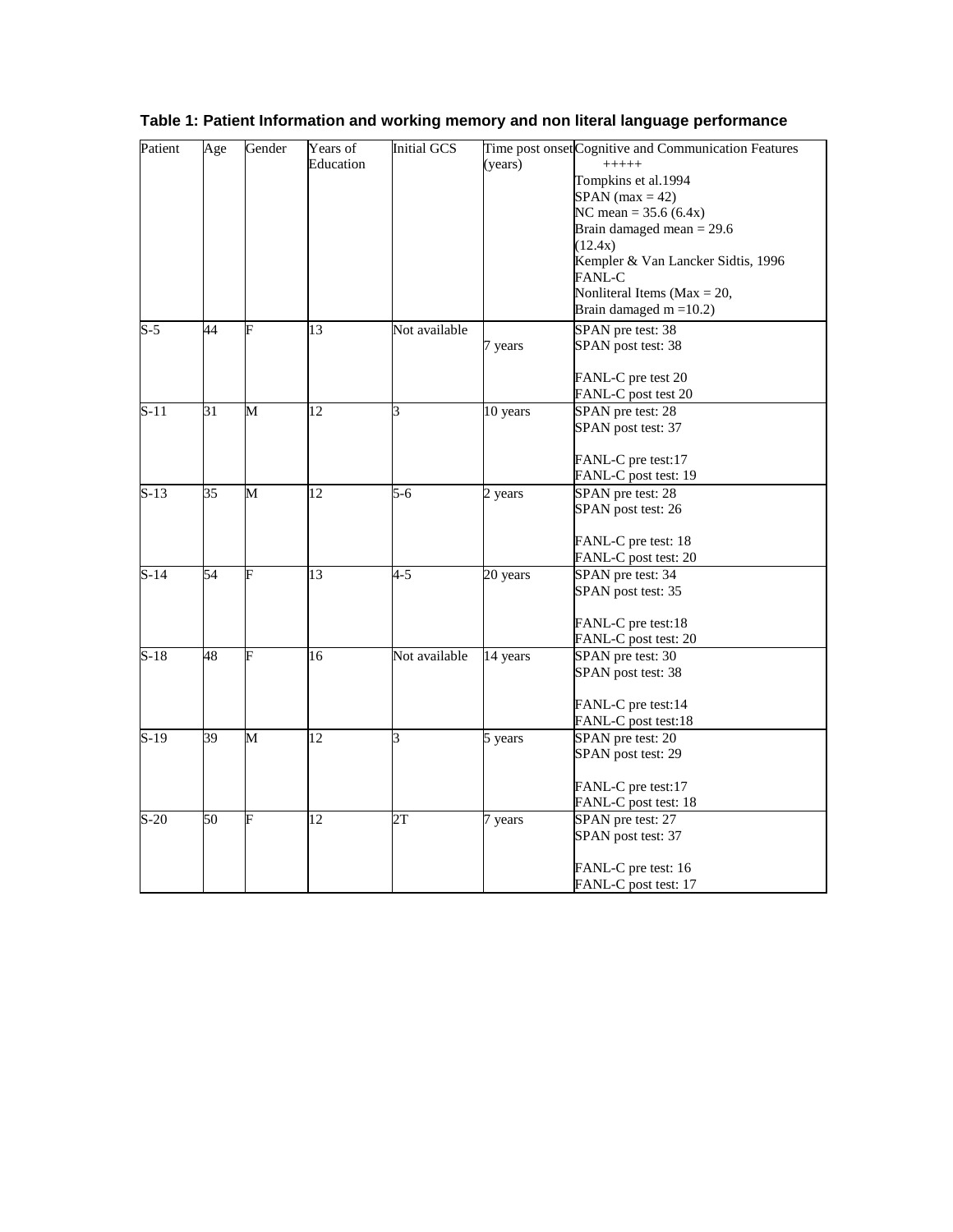**Table 1: Patient Information and working memory and non literal language performance**

| Patient | Age | Gender | Years of Education | Initial GCS | Time post onset (years) | Cognitive and Communication Features +++++ Tompkins et al.1994 SPAN (max = 42) NC mean = 35.6 (6.4x) Brain damaged mean = 29.6 (12.4x) Kempler & Van Lancker Sidtis, 1996 FANL-C Nonliteral Items (Max = 20, Brain damaged m =10.2) |
|---|---|---|---|---|---|---|
| S-5 | 44 | F | 13 | Not available | 7 years | SPAN pre test: 38<br>SPAN post test: 38<br><br>FANL-C pre test 20<br>FANL-C post test 20 |
| S-11 | 31 | M | 12 | 3 | 10 years | SPAN pre test: 28<br>SPAN post test: 37<br><br>FANL-C pre test:17<br>FANL-C post test: 19 |
| S-13 | 35 | M | 12 | 5-6 | 2 years | SPAN pre test: 28<br>SPAN post test: 26<br><br>FANL-C pre test: 18<br>FANL-C post test: 20 |
| S-14 | 54 | F | 13 | 4-5 | 20 years | SPAN pre test: 34<br>SPAN post test: 35<br><br>FANL-C pre test:18<br>FANL-C post test: 20 |
| S-18 | 48 | F | 16 | Not available | 14 years | SPAN pre test: 30<br>SPAN post test: 38<br><br>FANL-C pre test:14<br>FANL-C post test:18 |
| S-19 | 39 | M | 12 | 3 | 5 years | SPAN pre test: 20<br>SPAN post test: 29<br><br>FANL-C pre test:17<br>FANL-C post test: 18 |
| S-20 | 50 | F | 12 | 2T | 7 years | SPAN pre test: 27<br>SPAN post test: 37<br><br>FANL-C pre test: 16<br>FANL-C post test: 17 |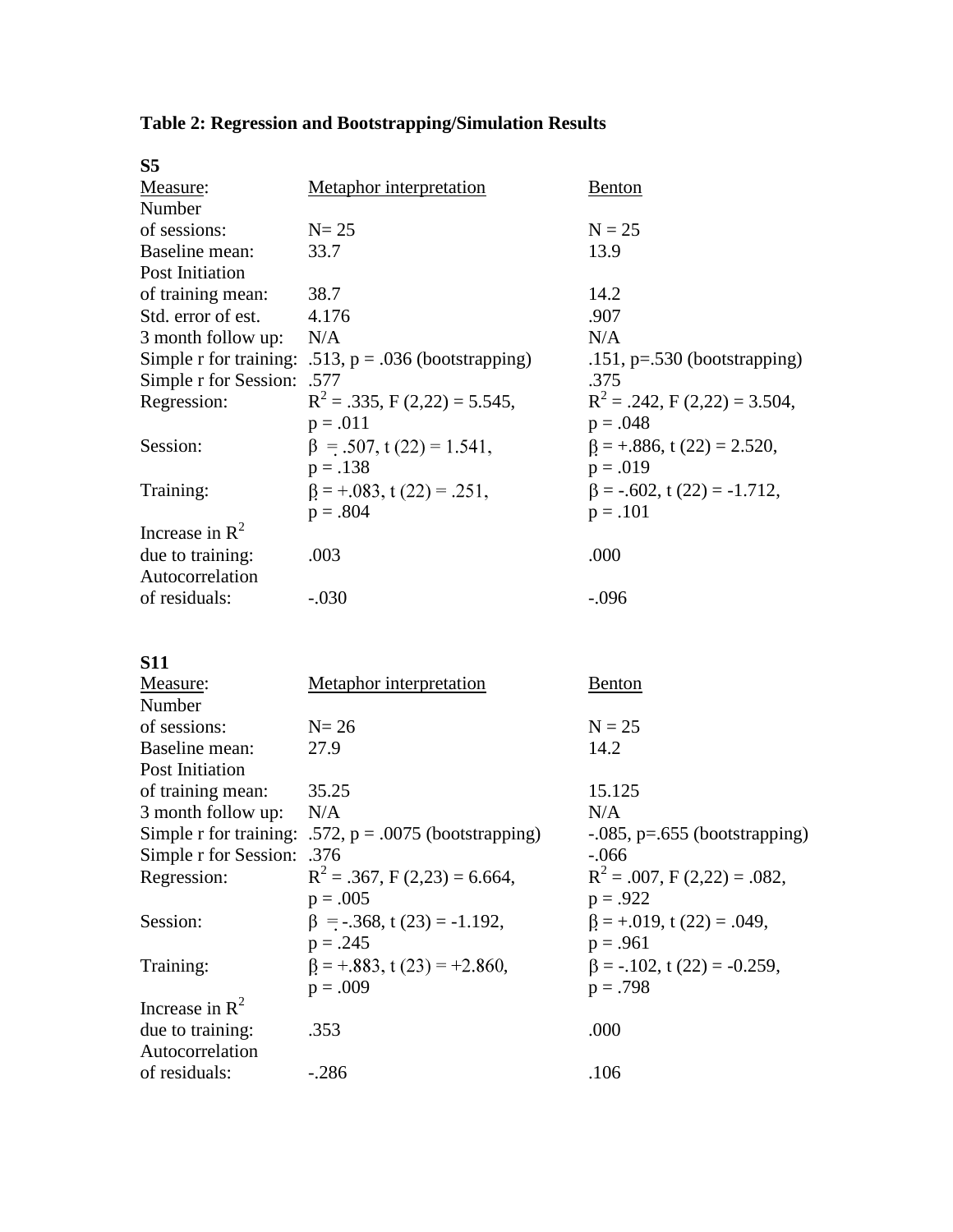**Table 2: Regression and Bootstrapping/Simulation Results**

**S5**

| Measure: | Metaphor interpretation | Benton |
|---|---|---|
| Number of sessions: | N= 25 | N = 25 |
| Baseline mean: | 33.7 | 13.9 |
| Post Initiation of training mean: | 38.7 | 14.2 |
| Std. error of est. | 4.176 | .907 |
| 3 month follow up: | N/A | N/A |
| Simple r for training: | .513, p = .036 (bootstrapping) | .151, p=.530 (bootstrapping) |
| Simple r for Session: | .577 | .375 |
| Regression: | $R^2$ = .335, F (2,22) = 5.545, p = .011 | $R^2$ = .242, F (2,22) = 3.504, p = .048 |
| Session: | β = .507, t (22) = 1.541, p = .138 | β = +.886, t (22) = 2.520, p = .019 |
| Training: | β = +.083, t (22) = .251, p = .804 | β = -.602, t (22) = -1.712, p = .101 |
| Increase in $R^2$ due to training: | .003 | .000 |
| Autocorrelation of residuals: | -.030 | -.096 |

**S11**

| Measure: | Metaphor interpretation | Benton |
|---|---|---|
| Number of sessions: | N= 26 | N = 25 |
| Baseline mean: | 27.9 | 14.2 |
| Post Initiation of training mean: | 35.25 | 15.125 |
| 3 month follow up: | N/A | N/A |
| Simple r for training: | .572, p = .0075 (bootstrapping) | -.085, p=.655 (bootstrapping) |
| Simple r for Session: | .376 | -.066 |
| Regression: | $R^2$ = .367, F (2,23) = 6.664, p = .005 | $R^2$ = .007, F (2,22) = .082, p = .922 |
| Session: | β = -.368, t (23) = -1.192, p = .245 | β = +.019, t (22) = .049, p = .961 |
| Training: | β = +.883, t (23) = +2.860, p = .009 | β = -.102, t (22) = -0.259, p = .798 |
| Increase in $R^2$ due to training: | .353 | .000 |
| Autocorrelation of residuals: | -.286 | .106 |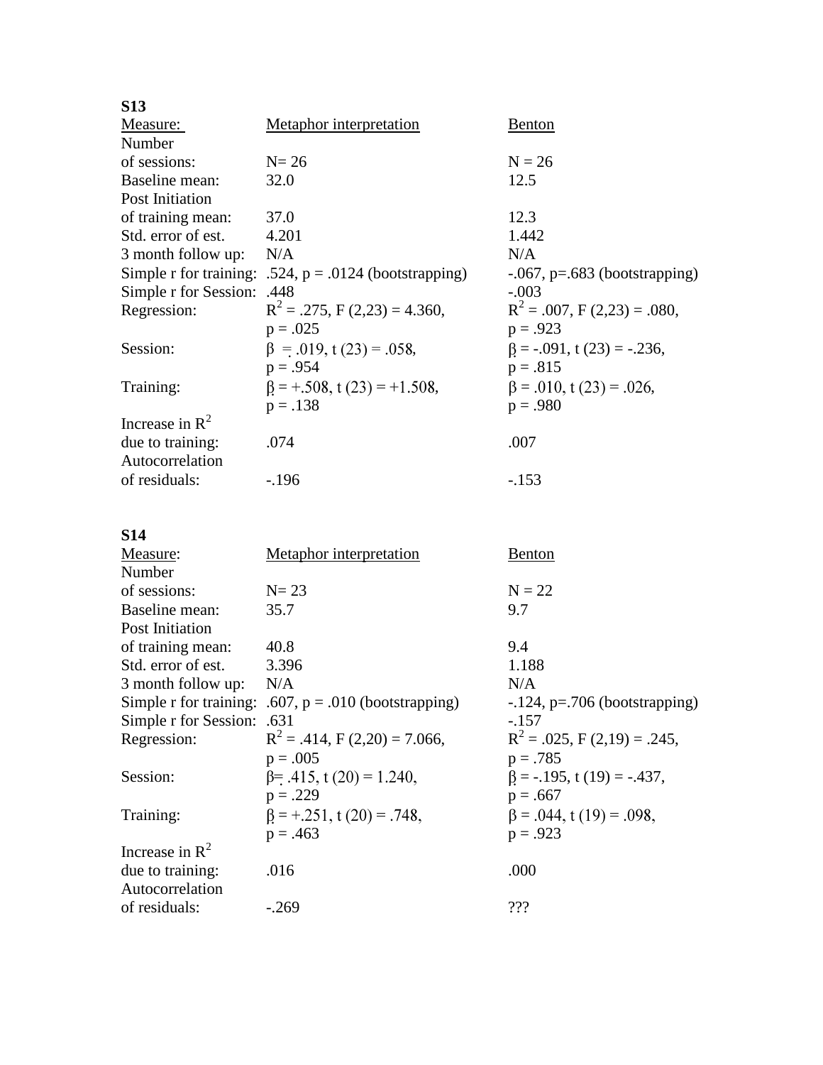**S13**

| Measure: | Metaphor interpretation | Benton |
| --- | --- | --- |
| Number of sessions: | N= 26 | N = 26 |
| Baseline mean: | 32.0 | 12.5 |
| Post Initiation of training mean: | 37.0 | 12.3 |
| Std. error of est. | 4.201 | 1.442 |
| 3 month follow up: | N/A | N/A |
| Simple r for training: | .524, p = .0124 (bootstrapping) | -.067, p=.683 (bootstrapping) |
| Simple r for Session: | .448 | -.003 |
| Regression: | $R^2$ = .275, F (2,23) = 4.360, p = .025 | $R^2$ = .007, F (2,23) = .080, p = .923 |
| Session: | β = .019, t (23) = .058, p = .954 | β = -.091, t (23) = -.236, p = .815 |
| Training: | β = +.508, t (23) = +1.508, p = .138 | β = .010, t (23) = .026, p = .980 |
| Increase in $R^2$ due to training: | .074 | .007 |
| Autocorrelation of residuals: | -.196 | -.153 |

**S14**

| Measure: | Metaphor interpretation | Benton |
| --- | --- | --- |
| Number of sessions: | N= 23 | N = 22 |
| Baseline mean: | 35.7 | 9.7 |
| Post Initiation of training mean: | 40.8 | 9.4 |
| Std. error of est. | 3.396 | 1.188 |
| 3 month follow up: | N/A | N/A |
| Simple r for training: | .607, p = .010 (bootstrapping) | -.124, p=.706 (bootstrapping) |
| Simple r for Session: | .631 | -.157 |
| Regression: | $R^2$ = .414, F (2,20) = 7.066, p = .005 | $R^2$ = .025, F (2,19) = .245, p = .785 |
| Session: | β= .415, t (20) = 1.240, p = .229 | β = -.195, t (19) = -.437, p = .667 |
| Training: | β = +.251, t (20) = .748, p = .463 | β = .044, t (19) = .098, p = .923 |
| Increase in $R^2$ due to training: | .016 | .000 |
| Autocorrelation of residuals: | -.269 | ??? |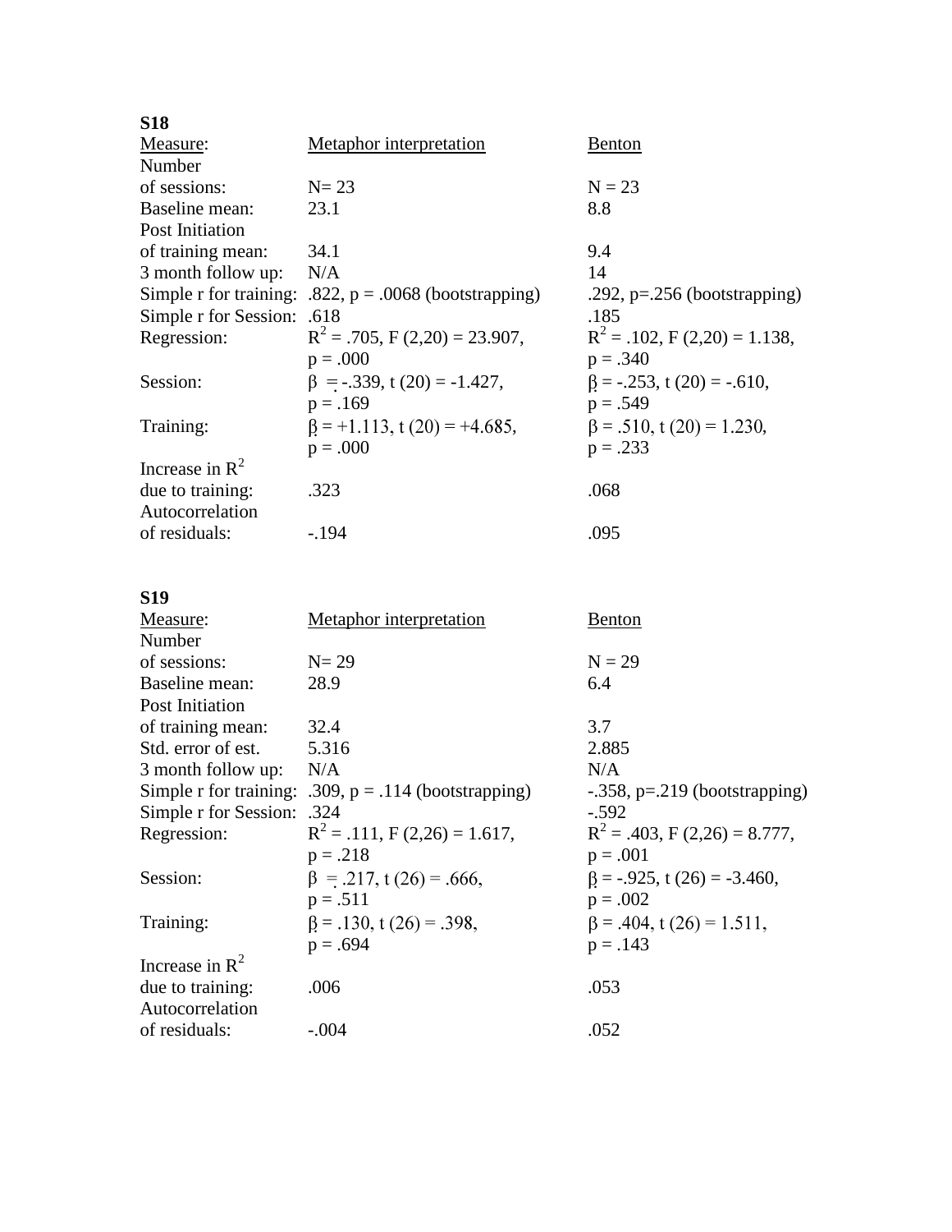**S18**

| Measure: | Metaphor interpretation | Benton |
|---|---|---|
| Number of sessions: | N= 23 | N = 23 |
| Baseline mean: | 23.1 | 8.8 |
| Post Initiation of training mean: | 34.1 | 9.4 |
| 3 month follow up: | N/A | 14 |
| Simple r for training: | .822, p = .0068 (bootstrapping) | .292, p=.256 (bootstrapping) |
| Simple r for Session: | .618 | .185 |
| Regression: | $R^2$ = .705, F (2,20) = 23.907, p = .000 | $R^2$ = .102, F (2,20) = 1.138, p = .340 |
| Session: | β = -.339, t (20) = -1.427, p = .169 | β = -.253, t (20) = -.610, p = .549 |
| Training: | β = +1.113, t (20) = +4.685, p = .000 | β = .510, t (20) = 1.230, p = .233 |
| Increase in $R^2$ due to training: | .323 | .068 |
| Autocorrelation of residuals: | -.194 | .095 |

**S19**

| Measure: | Metaphor interpretation | Benton |
|---|---|---|
| Number of sessions: | N= 29 | N = 29 |
| Baseline mean: | 28.9 | 6.4 |
| Post Initiation of training mean: | 32.4 | 3.7 |
| Std. error of est. | 5.316 | 2.885 |
| 3 month follow up: | N/A | N/A |
| Simple r for training: | .309, p = .114 (bootstrapping) | -.358, p=.219 (bootstrapping) |
| Simple r for Session: | .324 | -.592 |
| Regression: | $R^2$ = .111, F (2,26) = 1.617, p = .218 | $R^2$ = .403, F (2,26) = 8.777, p = .001 |
| Session: | β = .217, t (26) = .666, p = .511 | β = -.925, t (26) = -3.460, p = .002 |
| Training: | β = .130, t (26) = .398, p = .694 | β = .404, t (26) = 1.511, p = .143 |
| Increase in $R^2$ due to training: | .006 | .053 |
| Autocorrelation of residuals: | -.004 | .052 |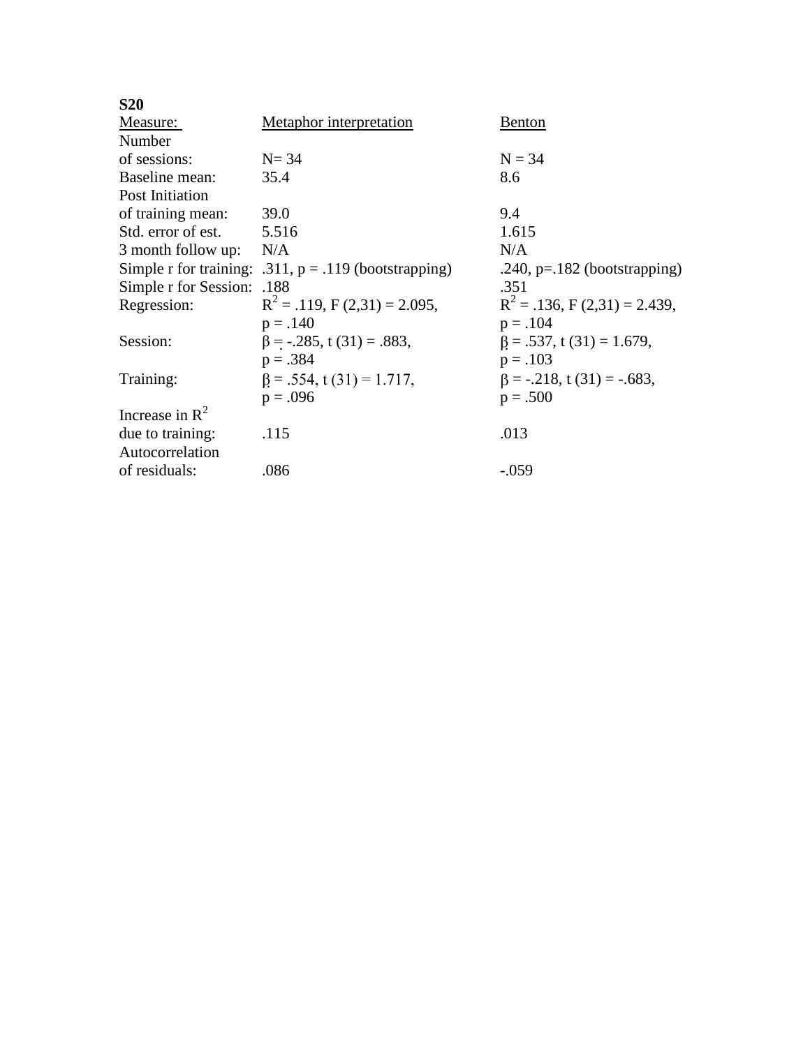**S20**

| Measure: | Metaphor interpretation | Benton |
|---|---|---|
| Number of sessions: | N= 34 | N = 34 |
| Baseline mean: | 35.4 | 8.6 |
| Post Initiation of training mean: | 39.0 | 9.4 |
| Std. error of est. | 5.516 | 1.615 |
| 3 month follow up: | N/A | N/A |
| Simple r for training: | .311, p = .119 (bootstrapping) | .240, p=.182 (bootstrapping) |
| Simple r for Session: | .188 | .351 |
| Regression: | $R^2$ = .119, F (2,31) = 2.095, p = .140 | $R^2$ = .136, F (2,31) = 2.439, p = .104 |
| Session: | β = -.285, t (31) = .883, p = .384 | β = .537, t (31) = 1.679, p = .103 |
| Training: | β = .554, t (31) = 1.717, p = .096 | β = -.218, t (31) = -.683, p = .500 |
| Increase in $R^2$ due to training: | .115 | .013 |
| Autocorrelation of residuals: | .086 | -.059 |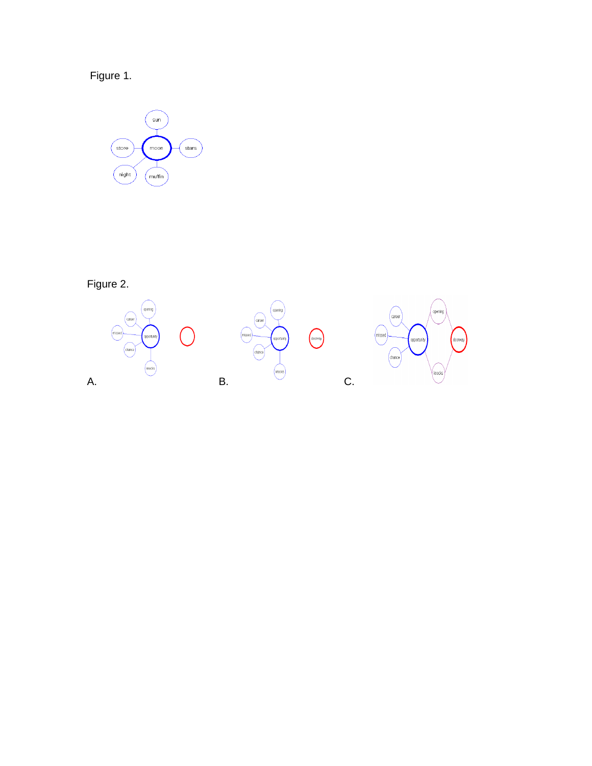Figure 1.

sun
store
moon
stars
night
muffin

Figure 2.

opening
career
missed
opportunity
chance
knocks

A.

opening
career
missed
opportunity
doorway
chance
knocks

B.

career
opening
missed
opportunity
doorway
chance
knocks

C.